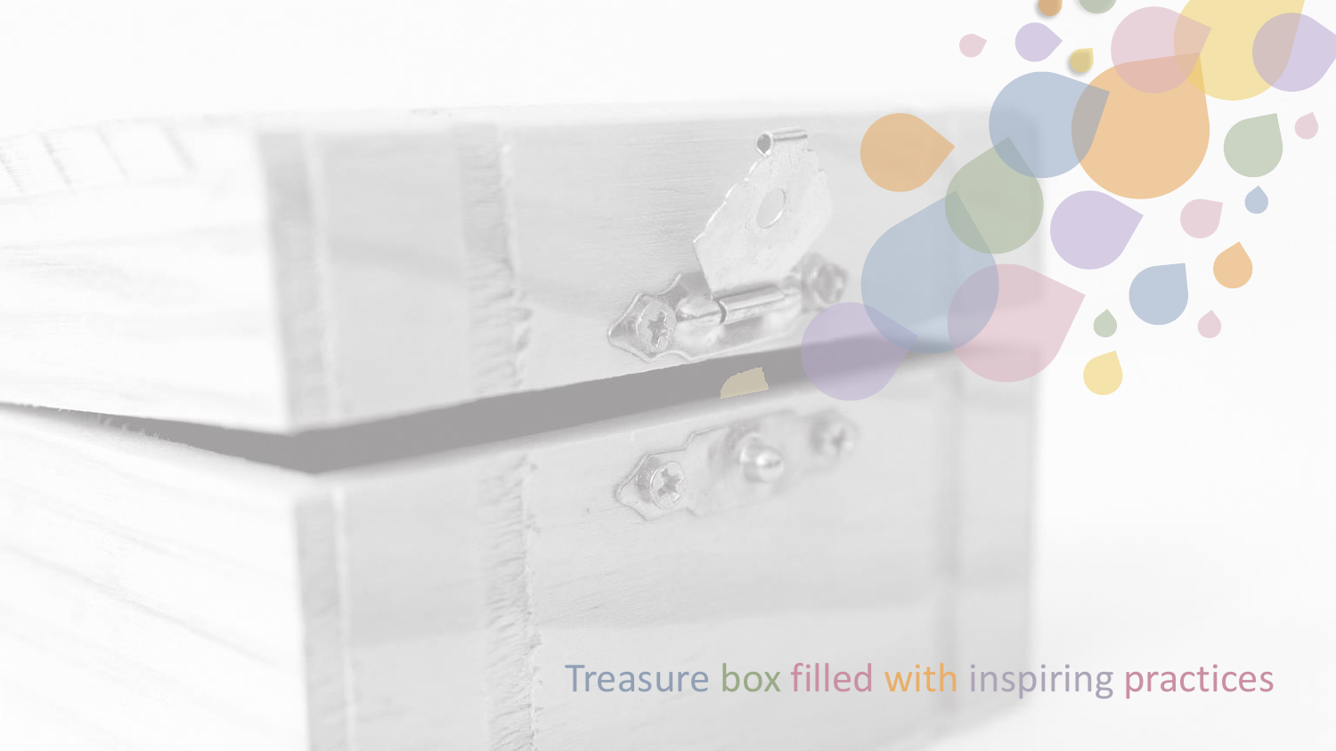# Treasure box filled with inspiring practices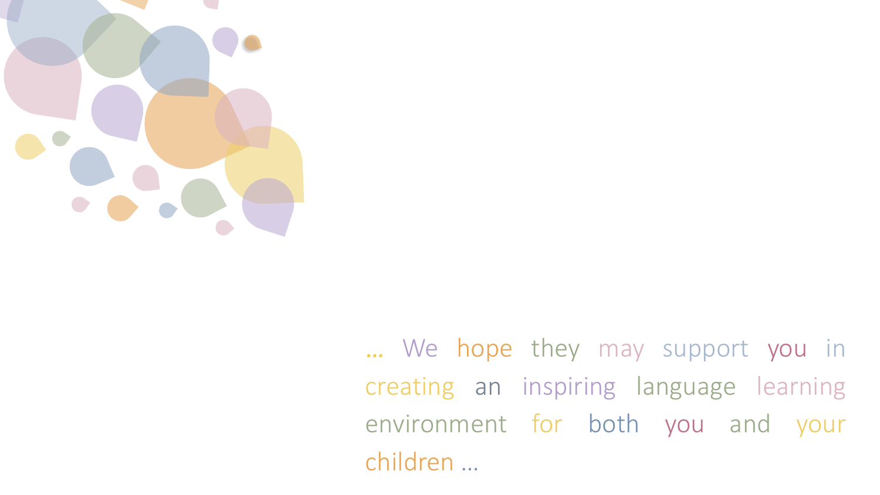… We hope they may support you in creating an inspiring language learning environment for both you and your children …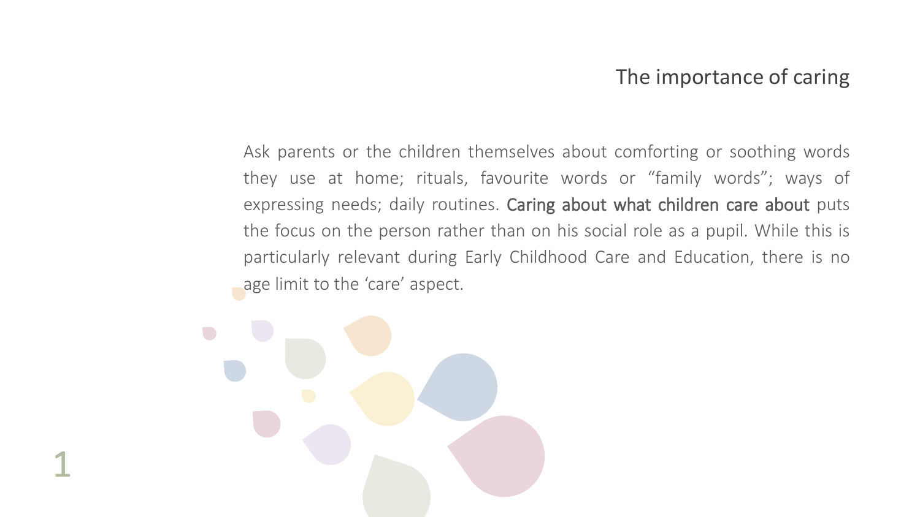## The importance of caring

Ask parents or the children themselves about comforting or soothing words they use at home; rituals, favourite words or “family words”; ways of expressing needs; daily routines. **Caring about what children care about** puts the focus on the person rather than on his social role as a pupil. While this is particularly relevant during Early Childhood Care and Education, there is no age limit to the ‘care’ aspect.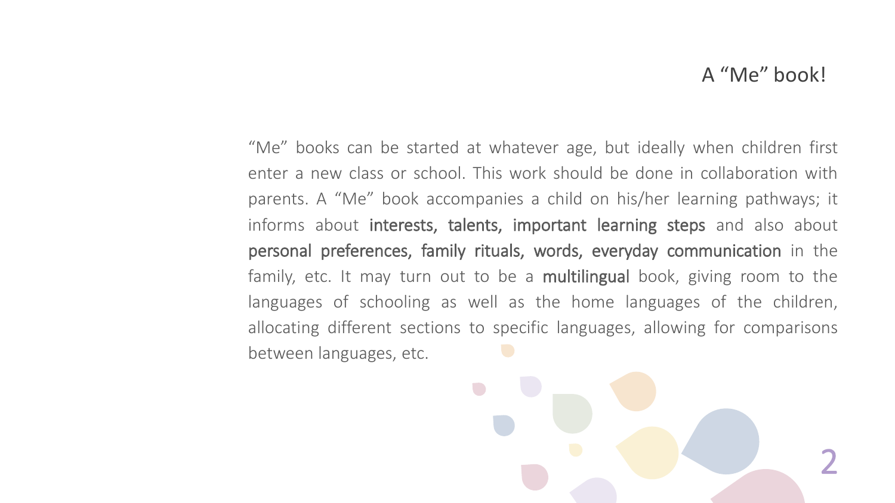# A "Me" book!

"Me" books can be started at whatever age, but ideally when children first enter a new class or school. This work should be done in collaboration with parents. A "Me" book accompanies a child on his/her learning pathways; it informs about **interests, talents, important learning steps** and also about **personal preferences, family rituals, words, everyday communication** in the family, etc. It may turn out to be a **multilingual** book, giving room to the languages of schooling as well as the home languages of the children, allocating different sections to specific languages, allowing for comparisons between languages, etc.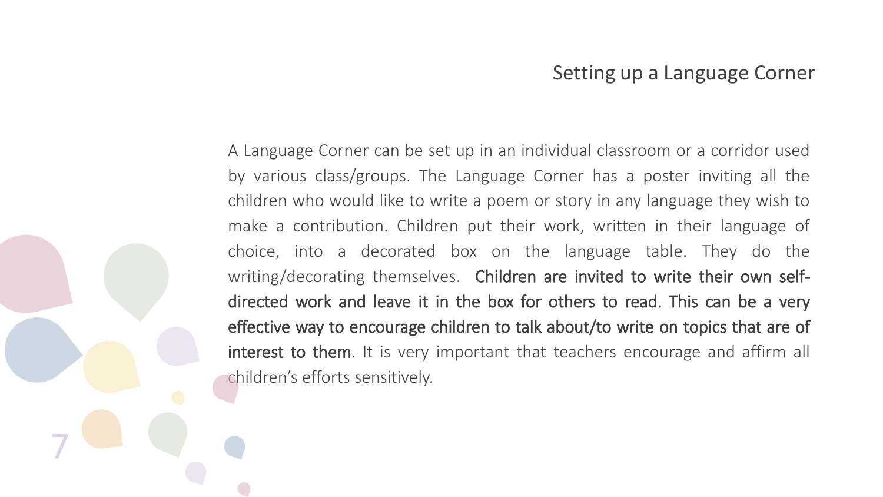# Setting up a Language Corner

A Language Corner can be set up in an individual classroom or a corridor used by various class/groups. The Language Corner has a poster inviting all the children who would like to write a poem or story in any language they wish to make a contribution. Children put their work, written in their language of choice, into a decorated box on the language table. They do the writing/decorating themselves. Children are invited to write their own self-directed work and leave it in the box for others to read. This can be a very effective way to encourage children to talk about/to write on topics that are of interest to them. It is very important that teachers encourage and affirm all children's efforts sensitively.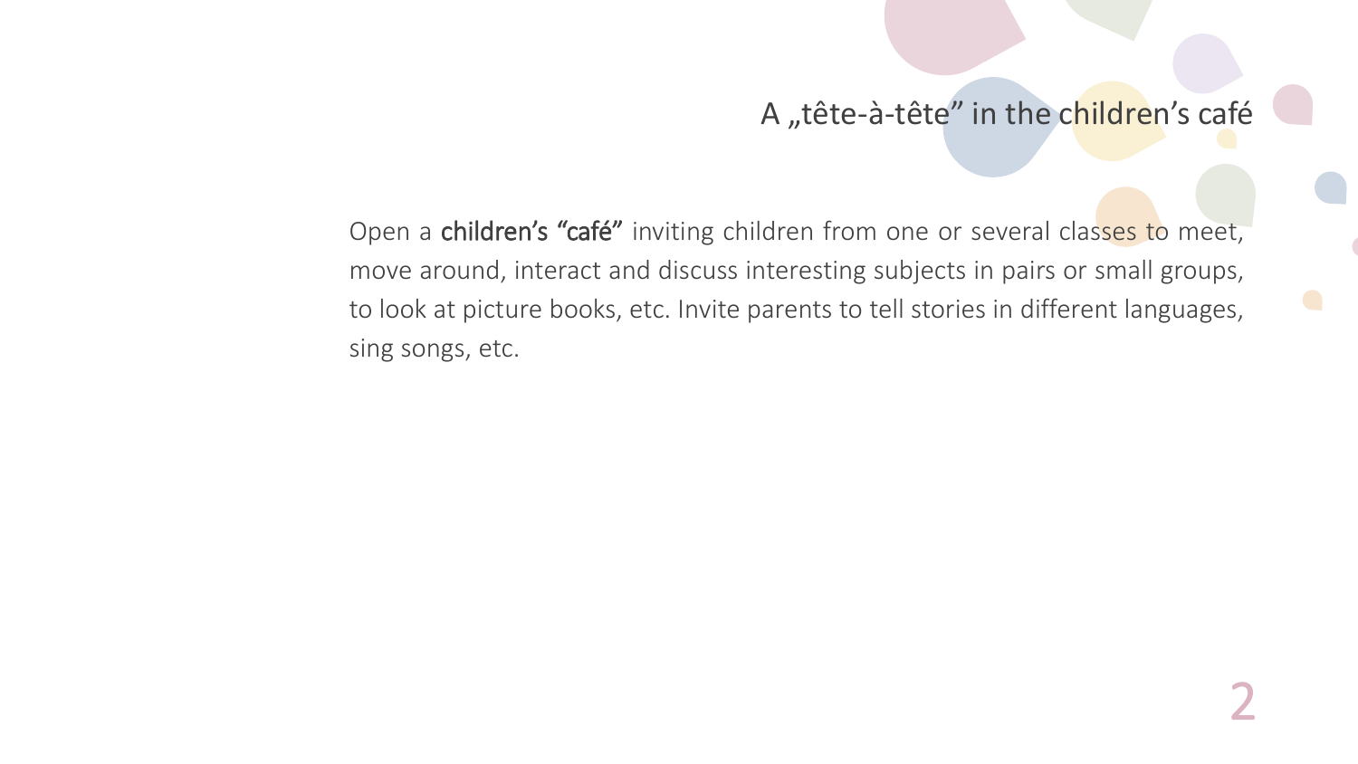# A „tête-à-tête” in the children's café

Open a **children's “café”** inviting children from one or several classes to meet, move around, interact and discuss interesting subjects in pairs or small groups, to look at picture books, etc. Invite parents to tell stories in different languages, sing songs, etc.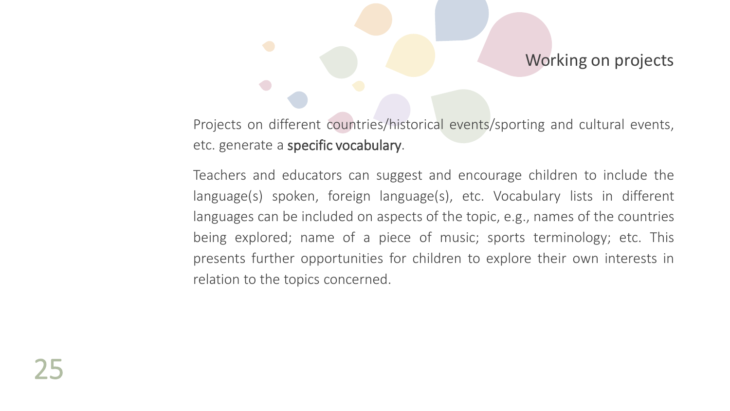## Working on projects

Projects on different countries/historical events/sporting and cultural events, etc. generate a **specific vocabulary**.

Teachers and educators can suggest and encourage children to include the language(s) spoken, foreign language(s), etc. Vocabulary lists in different languages can be included on aspects of the topic, e.g., names of the countries being explored; name of a piece of music; sports terminology; etc. This presents further opportunities for children to explore their own interests in relation to the topics concerned.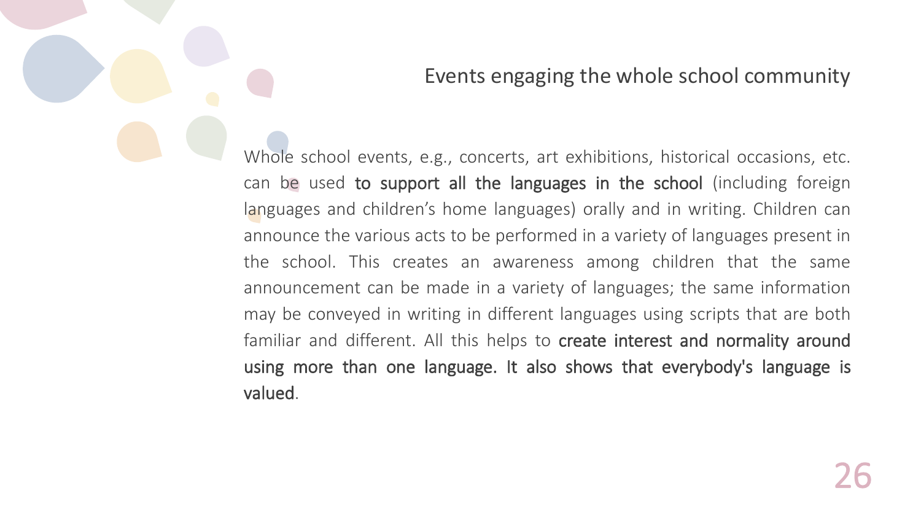## Events engaging the whole school community

Whole school events, e.g., concerts, art exhibitions, historical occasions, etc. can be used **to support all the languages in the school** (including foreign languages and children's home languages) orally and in writing. Children can announce the various acts to be performed in a variety of languages present in the school. This creates an awareness among children that the same announcement can be made in a variety of languages; the same information may be conveyed in writing in different languages using scripts that are both familiar and different. All this helps to **create interest and normality around using more than one language. It also shows that everybody's language is valued**.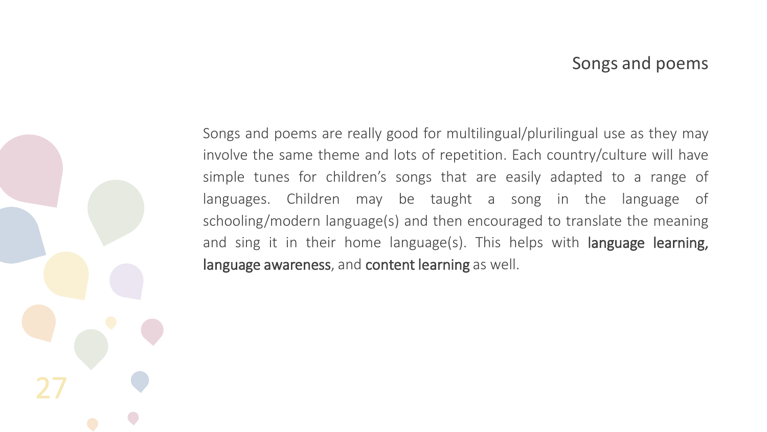## Songs and poems

Songs and poems are really good for multilingual/plurilingual use as they may involve the same theme and lots of repetition. Each country/culture will have simple tunes for children's songs that are easily adapted to a range of languages. Children may be taught a song in the language of schooling/modern language(s) and then encouraged to translate the meaning and sing it in their home language(s). This helps with **language learning, language awareness**, and **content learning** as well.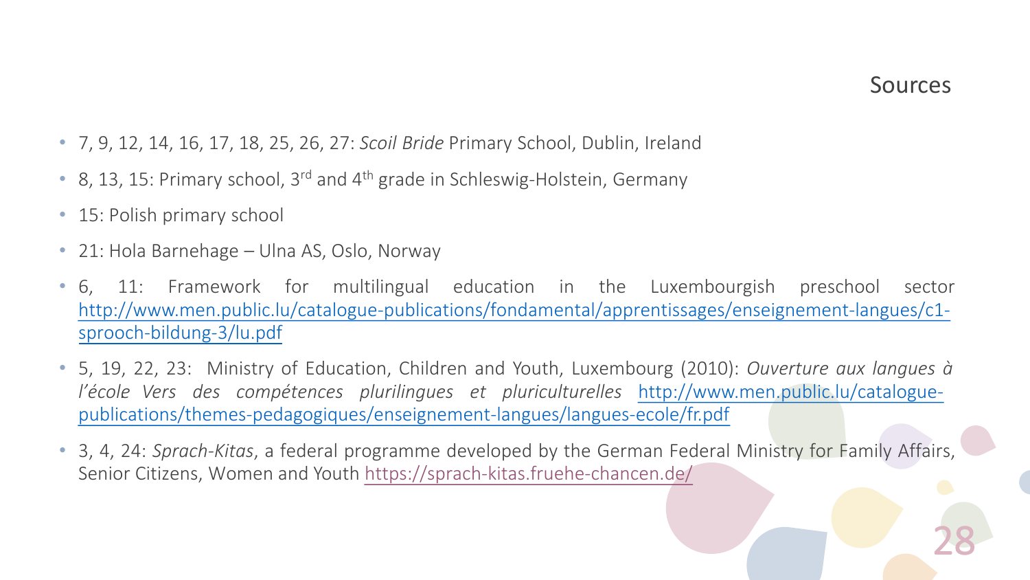# Sources

- 7, 9, 12, 14, 16, 17, 18, 25, 26, 27: *Scoil Bride* Primary School, Dublin, Ireland
- 8, 13, 15: Primary school, 3rd and 4th grade in Schleswig-Holstein, Germany
- 15: Polish primary school
- 21: Hola Barnehage – Ulna AS, Oslo, Norway
- 6, 11: Framework for multilingual education in the Luxembourgish preschool sector http://www.men.public.lu/catalogue-publications/fondamental/apprentissages/enseignement-langues/c1-sprooch-bildung-3/lu.pdf
- 5, 19, 22, 23: Ministry of Education, Children and Youth, Luxembourg (2010): *Ouverture aux langues à l'école Vers des compétences plurilingues et pluriculturelles* http://www.men.public.lu/catalogue-publications/themes-pedagogiques/enseignement-langues/langues-ecole/fr.pdf
- 3, 4, 24: *Sprach-Kitas*, a federal programme developed by the German Federal Ministry for Family Affairs, Senior Citizens, Women and Youth https://sprach-kitas.fruehe-chancen.de/